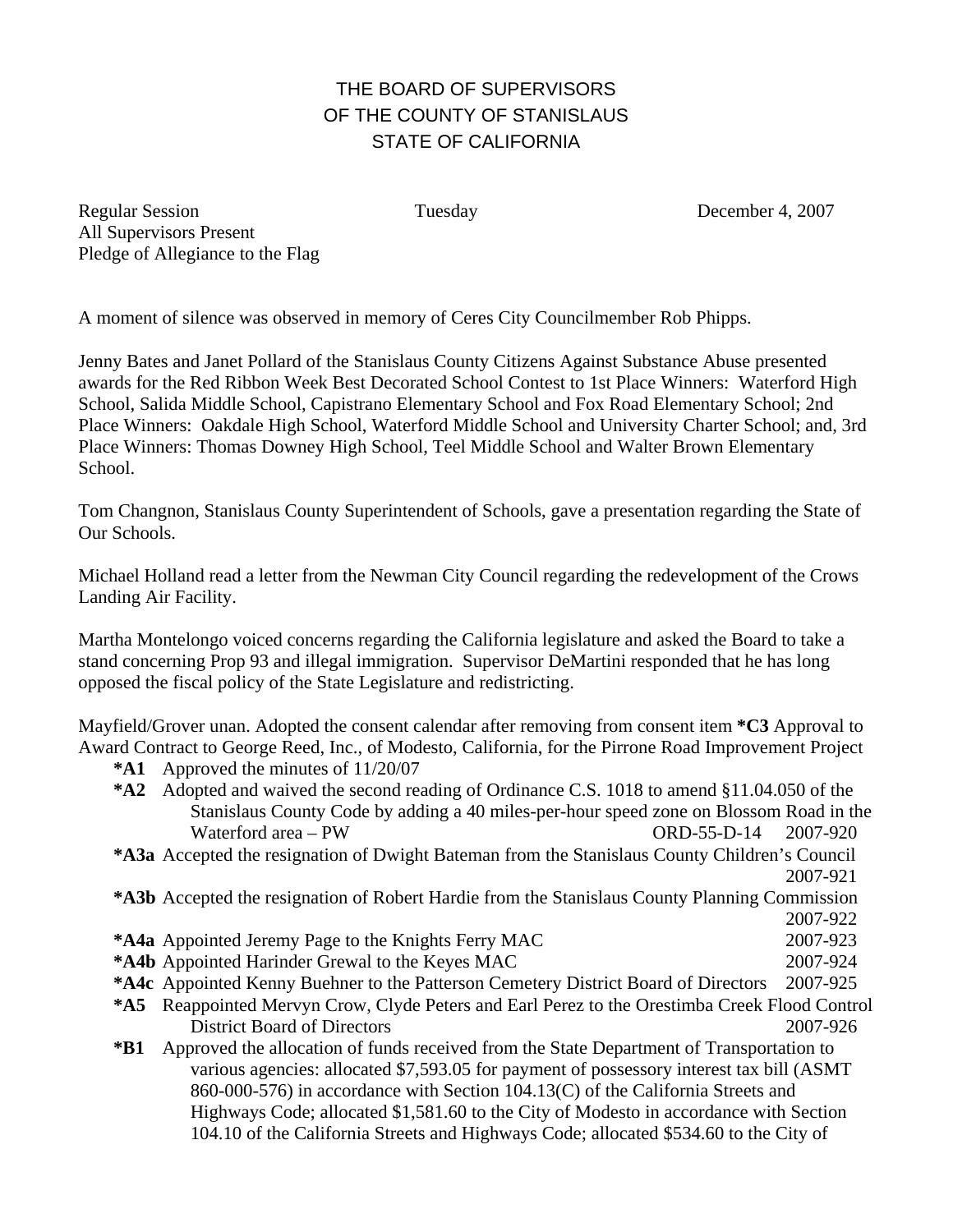# THE BOARD OF SUPERVISORS
# OF THE COUNTY OF STANISLAUS
# STATE OF CALIFORNIA

Regular Session Tuesday December 4, 2007
All Supervisors Present
Pledge of Allegiance to the Flag

A moment of silence was observed in memory of Ceres City Councilmember Rob Phipps.

Jenny Bates and Janet Pollard of the Stanislaus County Citizens Against Substance Abuse presented awards for the Red Ribbon Week Best Decorated School Contest to 1st Place Winners: Waterford High School, Salida Middle School, Capistrano Elementary School and Fox Road Elementary School; 2nd Place Winners: Oakdale High School, Waterford Middle School and University Charter School; and, 3rd Place Winners: Thomas Downey High School, Teel Middle School and Walter Brown Elementary School.

Tom Changnon, Stanislaus County Superintendent of Schools, gave a presentation regarding the State of Our Schools.

Michael Holland read a letter from the Newman City Council regarding the redevelopment of the Crows Landing Air Facility.

Martha Montelongo voiced concerns regarding the California legislature and asked the Board to take a stand concerning Prop 93 and illegal immigration. Supervisor DeMartini responded that he has long opposed the fiscal policy of the State Legislature and redistricting.

Mayfield/Grover unan. Adopted the consent calendar after removing from consent item **\*C3** Approval to Award Contract to George Reed, Inc., of Modesto, California, for the Pirrone Road Improvement Project

- **\*A1** Approved the minutes of 11/20/07
- **\*A2** Adopted and waived the second reading of Ordinance C.S. 1018 to amend §11.04.050 of the Stanislaus County Code by adding a 40 miles-per-hour speed zone on Blossom Road in the Waterford area – PW ORD-55-D-14 2007-920
- **\*A3a** Accepted the resignation of Dwight Bateman from the Stanislaus County Children's Council 2007-921
- **\*A3b** Accepted the resignation of Robert Hardie from the Stanislaus County Planning Commission 2007-922
- **\*A4a** Appointed Jeremy Page to the Knights Ferry MAC 2007-923
- **\*A4b** Appointed Harinder Grewal to the Keyes MAC 2007-924
- **\*A4c** Appointed Kenny Buehner to the Patterson Cemetery District Board of Directors 2007-925
- **\*A5** Reappointed Mervyn Crow, Clyde Peters and Earl Perez to the Orestimba Creek Flood Control District Board of Directors 2007-926
- **\*B1** Approved the allocation of funds received from the State Department of Transportation to various agencies: allocated $7,593.05 for payment of possessory interest tax bill (ASMT 860-000-576) in accordance with Section 104.13(C) of the California Streets and Highways Code; allocated $1,581.60 to the City of Modesto in accordance with Section 104.10 of the California Streets and Highways Code; allocated $534.60 to the City of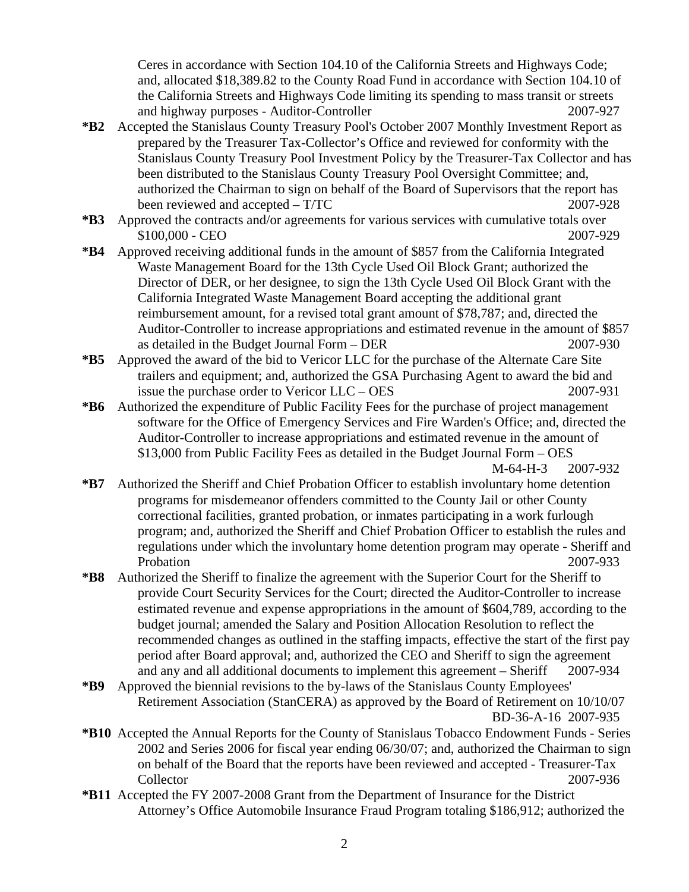Ceres in accordance with Section 104.10 of the California Streets and Highways Code; and, allocated $18,389.82 to the County Road Fund in accordance with Section 104.10 of the California Streets and Highways Code limiting its spending to mass transit or streets and highway purposes - Auditor-Controller 2007-927

**\*B2** Accepted the Stanislaus County Treasury Pool's October 2007 Monthly Investment Report as prepared by the Treasurer Tax-Collector's Office and reviewed for conformity with the Stanislaus County Treasury Pool Investment Policy by the Treasurer-Tax Collector and has been distributed to the Stanislaus County Treasury Pool Oversight Committee; and, authorized the Chairman to sign on behalf of the Board of Supervisors that the report has been reviewed and accepted – T/TC 2007-928

**\*B3** Approved the contracts and/or agreements for various services with cumulative totals over $100,000 - CEO 2007-929

**\*B4** Approved receiving additional funds in the amount of $857 from the California Integrated Waste Management Board for the 13th Cycle Used Oil Block Grant; authorized the Director of DER, or her designee, to sign the 13th Cycle Used Oil Block Grant with the California Integrated Waste Management Board accepting the additional grant reimbursement amount, for a revised total grant amount of $78,787; and, directed the Auditor-Controller to increase appropriations and estimated revenue in the amount of $857 as detailed in the Budget Journal Form – DER 2007-930

**\*B5** Approved the award of the bid to Vericor LLC for the purchase of the Alternate Care Site trailers and equipment; and, authorized the GSA Purchasing Agent to award the bid and issue the purchase order to Vericor LLC – OES 2007-931

**\*B6** Authorized the expenditure of Public Facility Fees for the purchase of project management software for the Office of Emergency Services and Fire Warden's Office; and, directed the Auditor-Controller to increase appropriations and estimated revenue in the amount of $13,000 from Public Facility Fees as detailed in the Budget Journal Form – OES M-64-H-3 2007-932

**\*B7** Authorized the Sheriff and Chief Probation Officer to establish involuntary home detention programs for misdemeanor offenders committed to the County Jail or other County correctional facilities, granted probation, or inmates participating in a work furlough program; and, authorized the Sheriff and Chief Probation Officer to establish the rules and regulations under which the involuntary home detention program may operate - Sheriff and Probation 2007-933

**\*B8** Authorized the Sheriff to finalize the agreement with the Superior Court for the Sheriff to provide Court Security Services for the Court; directed the Auditor-Controller to increase estimated revenue and expense appropriations in the amount of $604,789, according to the budget journal; amended the Salary and Position Allocation Resolution to reflect the recommended changes as outlined in the staffing impacts, effective the start of the first pay period after Board approval; and, authorized the CEO and Sheriff to sign the agreement and any and all additional documents to implement this agreement – Sheriff 2007-934

**\*B9** Approved the biennial revisions to the by-laws of the Stanislaus County Employees' Retirement Association (StanCERA) as approved by the Board of Retirement on 10/10/07 BD-36-A-16 2007-935

**\*B10** Accepted the Annual Reports for the County of Stanislaus Tobacco Endowment Funds - Series 2002 and Series 2006 for fiscal year ending 06/30/07; and, authorized the Chairman to sign on behalf of the Board that the reports have been reviewed and accepted - Treasurer-Tax Collector 2007-936

**\*B11** Accepted the FY 2007-2008 Grant from the Department of Insurance for the District Attorney's Office Automobile Insurance Fraud Program totaling $186,912; authorized the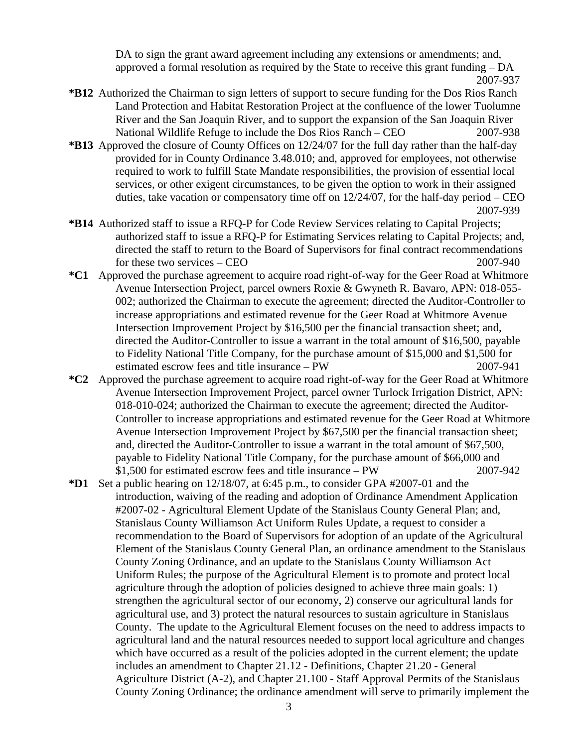DA to sign the grant award agreement including any extensions or amendments; and, approved a formal resolution as required by the State to receive this grant funding – DA 2007-937

**\*B12** Authorized the Chairman to sign letters of support to secure funding for the Dos Rios Ranch Land Protection and Habitat Restoration Project at the confluence of the lower Tuolumne River and the San Joaquin River, and to support the expansion of the San Joaquin River National Wildlife Refuge to include the Dos Rios Ranch – CEO 2007-938

**\*B13** Approved the closure of County Offices on 12/24/07 for the full day rather than the half-day provided for in County Ordinance 3.48.010; and, approved for employees, not otherwise required to work to fulfill State Mandate responsibilities, the provision of essential local services, or other exigent circumstances, to be given the option to work in their assigned duties, take vacation or compensatory time off on 12/24/07, for the half-day period – CEO 2007-939

**\*B14** Authorized staff to issue a RFQ-P for Code Review Services relating to Capital Projects; authorized staff to issue a RFQ-P for Estimating Services relating to Capital Projects; and, directed the staff to return to the Board of Supervisors for final contract recommendations for these two services – CEO 2007-940

**\*C1** Approved the purchase agreement to acquire road right-of-way for the Geer Road at Whitmore Avenue Intersection Project, parcel owners Roxie & Gwyneth R. Bavaro, APN: 018-055-002; authorized the Chairman to execute the agreement; directed the Auditor-Controller to increase appropriations and estimated revenue for the Geer Road at Whitmore Avenue Intersection Improvement Project by $16,500 per the financial transaction sheet; and, directed the Auditor-Controller to issue a warrant in the total amount of $16,500, payable to Fidelity National Title Company, for the purchase amount of $15,000 and $1,500 for estimated escrow fees and title insurance – PW 2007-941

**\*C2** Approved the purchase agreement to acquire road right-of-way for the Geer Road at Whitmore Avenue Intersection Improvement Project, parcel owner Turlock Irrigation District, APN: 018-010-024; authorized the Chairman to execute the agreement; directed the Auditor-Controller to increase appropriations and estimated revenue for the Geer Road at Whitmore Avenue Intersection Improvement Project by $67,500 per the financial transaction sheet; and, directed the Auditor-Controller to issue a warrant in the total amount of $67,500, payable to Fidelity National Title Company, for the purchase amount of $66,000 and $1,500 for estimated escrow fees and title insurance – PW 2007-942

**\*D1** Set a public hearing on 12/18/07, at 6:45 p.m., to consider GPA #2007-01 and the introduction, waiving of the reading and adoption of Ordinance Amendment Application #2007-02 - Agricultural Element Update of the Stanislaus County General Plan; and, Stanislaus County Williamson Act Uniform Rules Update, a request to consider a recommendation to the Board of Supervisors for adoption of an update of the Agricultural Element of the Stanislaus County General Plan, an ordinance amendment to the Stanislaus County Zoning Ordinance, and an update to the Stanislaus County Williamson Act Uniform Rules; the purpose of the Agricultural Element is to promote and protect local agriculture through the adoption of policies designed to achieve three main goals: 1) strengthen the agricultural sector of our economy, 2) conserve our agricultural lands for agricultural use, and 3) protect the natural resources to sustain agriculture in Stanislaus County. The update to the Agricultural Element focuses on the need to address impacts to agricultural land and the natural resources needed to support local agriculture and changes which have occurred as a result of the policies adopted in the current element; the update includes an amendment to Chapter 21.12 - Definitions, Chapter 21.20 - General Agriculture District (A-2), and Chapter 21.100 - Staff Approval Permits of the Stanislaus County Zoning Ordinance; the ordinance amendment will serve to primarily implement the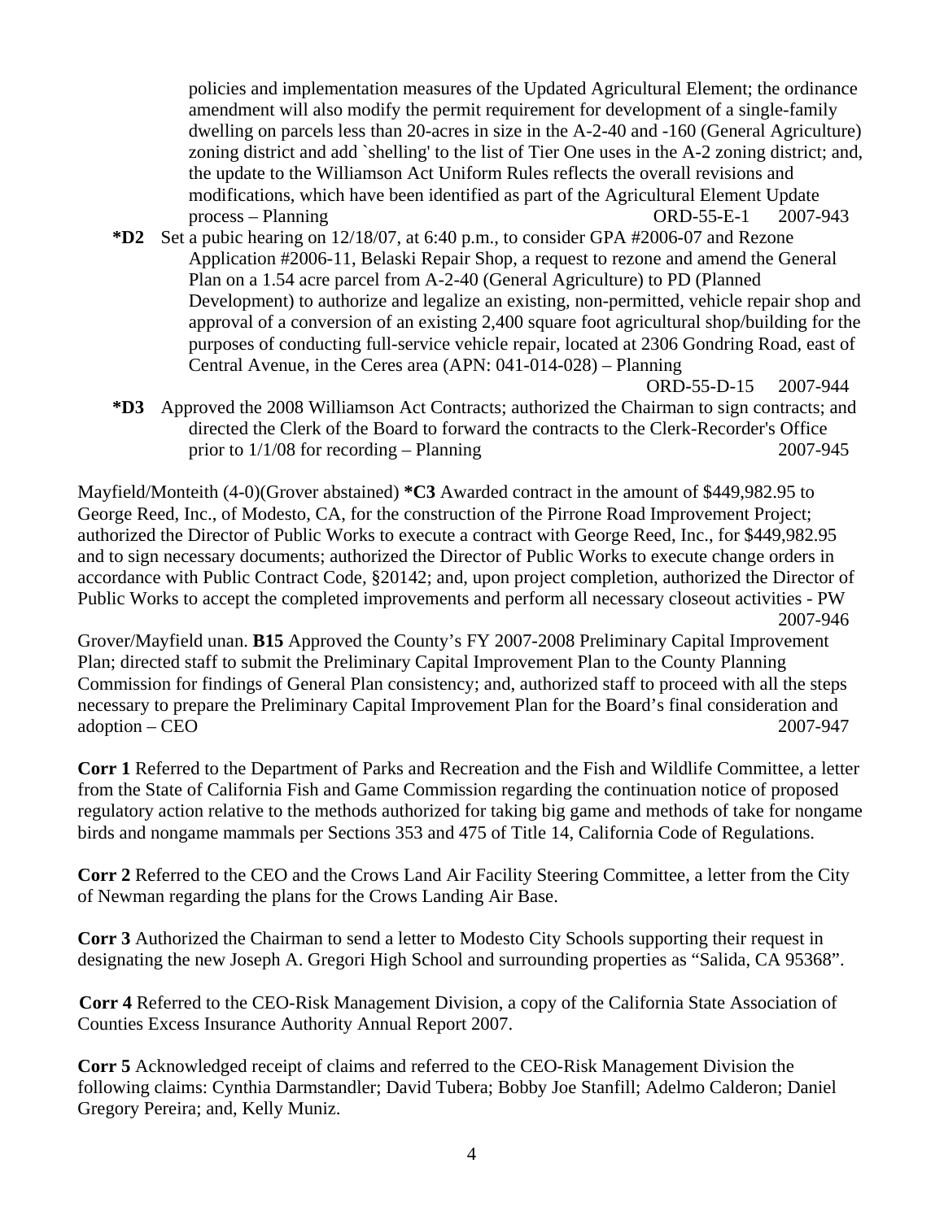policies and implementation measures of the Updated Agricultural Element; the ordinance amendment will also modify the permit requirement for development of a single-family dwelling on parcels less than 20-acres in size in the A-2-40 and -160 (General Agriculture) zoning district and add `shelling' to the list of Tier One uses in the A-2 zoning district; and, the update to the Williamson Act Uniform Rules reflects the overall revisions and modifications, which have been identified as part of the Agricultural Element Update process – Planning ORD-55-E-1 2007-943

**\*D2** Set a pubic hearing on 12/18/07, at 6:40 p.m., to consider GPA #2006-07 and Rezone Application #2006-11, Belaski Repair Shop, a request to rezone and amend the General Plan on a 1.54 acre parcel from A-2-40 (General Agriculture) to PD (Planned Development) to authorize and legalize an existing, non-permitted, vehicle repair shop and approval of a conversion of an existing 2,400 square foot agricultural shop/building for the purposes of conducting full-service vehicle repair, located at 2306 Gondring Road, east of Central Avenue, in the Ceres area (APN: 041-014-028) – Planning ORD-55-D-15 2007-944

**\*D3** Approved the 2008 Williamson Act Contracts; authorized the Chairman to sign contracts; and directed the Clerk of the Board to forward the contracts to the Clerk-Recorder's Office prior to 1/1/08 for recording – Planning 2007-945

Mayfield/Monteith (4-0)(Grover abstained) **\*C3** Awarded contract in the amount of $449,982.95 to George Reed, Inc., of Modesto, CA, for the construction of the Pirrone Road Improvement Project; authorized the Director of Public Works to execute a contract with George Reed, Inc., for $449,982.95 and to sign necessary documents; authorized the Director of Public Works to execute change orders in accordance with Public Contract Code, §20142; and, upon project completion, authorized the Director of Public Works to accept the completed improvements and perform all necessary closeout activities - PW 2007-946

Grover/Mayfield unan. **B15** Approved the County's FY 2007-2008 Preliminary Capital Improvement Plan; directed staff to submit the Preliminary Capital Improvement Plan to the County Planning Commission for findings of General Plan consistency; and, authorized staff to proceed with all the steps necessary to prepare the Preliminary Capital Improvement Plan for the Board's final consideration and adoption – CEO 2007-947

**Corr 1** Referred to the Department of Parks and Recreation and the Fish and Wildlife Committee, a letter from the State of California Fish and Game Commission regarding the continuation notice of proposed regulatory action relative to the methods authorized for taking big game and methods of take for nongame birds and nongame mammals per Sections 353 and 475 of Title 14, California Code of Regulations.

**Corr 2** Referred to the CEO and the Crows Land Air Facility Steering Committee, a letter from the City of Newman regarding the plans for the Crows Landing Air Base.

**Corr 3** Authorized the Chairman to send a letter to Modesto City Schools supporting their request in designating the new Joseph A. Gregori High School and surrounding properties as "Salida, CA 95368".

**Corr 4** Referred to the CEO-Risk Management Division, a copy of the California State Association of Counties Excess Insurance Authority Annual Report 2007.

**Corr 5** Acknowledged receipt of claims and referred to the CEO-Risk Management Division the following claims: Cynthia Darmstandler; David Tubera; Bobby Joe Stanfill; Adelmo Calderon; Daniel Gregory Pereira; and, Kelly Muniz.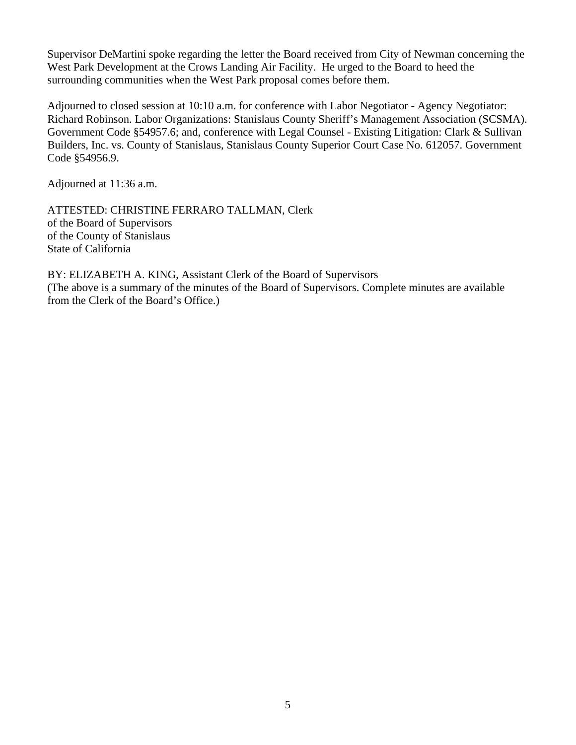Supervisor DeMartini spoke regarding the letter the Board received from City of Newman concerning the West Park Development at the Crows Landing Air Facility. He urged to the Board to heed the surrounding communities when the West Park proposal comes before them.

Adjourned to closed session at 10:10 a.m. for conference with Labor Negotiator - Agency Negotiator: Richard Robinson. Labor Organizations: Stanislaus County Sheriff's Management Association (SCSMA). Government Code §54957.6; and, conference with Legal Counsel - Existing Litigation: Clark & Sullivan Builders, Inc. vs. County of Stanislaus, Stanislaus County Superior Court Case No. 612057. Government Code §54956.9.

Adjourned at 11:36 a.m.

ATTESTED: CHRISTINE FERRARO TALLMAN, Clerk
of the Board of Supervisors
of the County of Stanislaus
State of California

BY: ELIZABETH A. KING, Assistant Clerk of the Board of Supervisors
(The above is a summary of the minutes of the Board of Supervisors. Complete minutes are available from the Clerk of the Board's Office.)